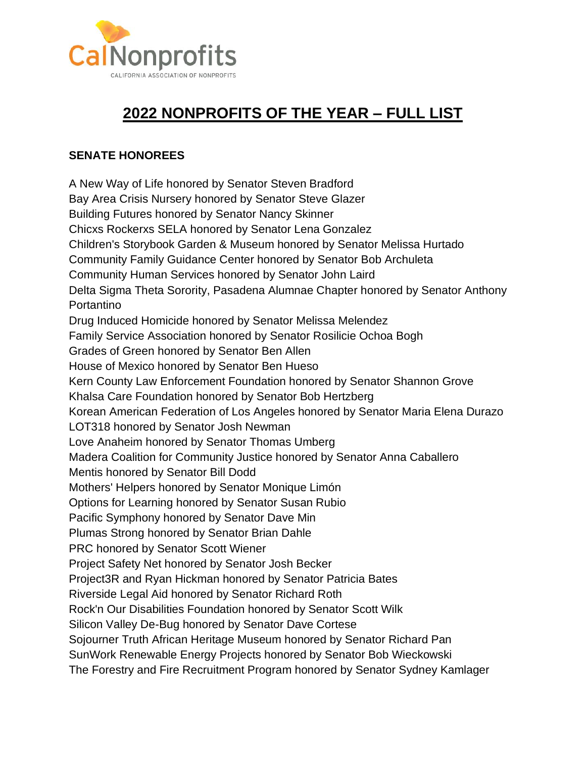# 2022 NONPROFITS OF THE YEAR – FULL LIST

**SENATE HONOREES**

A New Way of Life honored by Senator Steven Bradford
Bay Area Crisis Nursery honored by Senator Steve Glazer
Building Futures honored by Senator Nancy Skinner
Chicxs Rockerxs SELA honored by Senator Lena Gonzalez
Children's Storybook Garden & Museum honored by Senator Melissa Hurtado
Community Family Guidance Center honored by Senator Bob Archuleta
Community Human Services honored by Senator John Laird
Delta Sigma Theta Sorority, Pasadena Alumnae Chapter honored by Senator Anthony Portantino
Drug Induced Homicide honored by Senator Melissa Melendez
Family Service Association honored by Senator Rosilicie Ochoa Bogh
Grades of Green honored by Senator Ben Allen
House of Mexico honored by Senator Ben Hueso
Kern County Law Enforcement Foundation honored by Senator Shannon Grove
Khalsa Care Foundation honored by Senator Bob Hertzberg
Korean American Federation of Los Angeles honored by Senator Maria Elena Durazo
LOT318 honored by Senator Josh Newman
Love Anaheim honored by Senator Thomas Umberg
Madera Coalition for Community Justice honored by Senator Anna Caballero
Mentis honored by Senator Bill Dodd
Mothers' Helpers honored by Senator Monique Limón
Options for Learning honored by Senator Susan Rubio
Pacific Symphony honored by Senator Dave Min
Plumas Strong honored by Senator Brian Dahle
PRC honored by Senator Scott Wiener
Project Safety Net honored by Senator Josh Becker
Project3R and Ryan Hickman honored by Senator Patricia Bates
Riverside Legal Aid honored by Senator Richard Roth
Rock'n Our Disabilities Foundation honored by Senator Scott Wilk
Silicon Valley De-Bug honored by Senator Dave Cortese
Sojourner Truth African Heritage Museum honored by Senator Richard Pan
SunWork Renewable Energy Projects honored by Senator Bob Wieckowski
The Forestry and Fire Recruitment Program honored by Senator Sydney Kamlager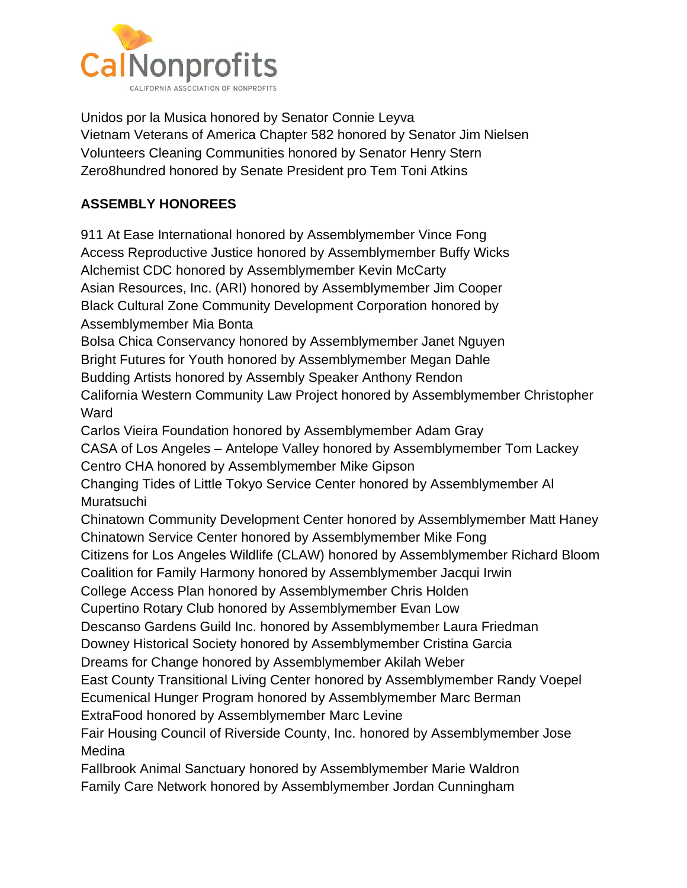Unidos por la Musica honored by Senator Connie Leyva
Vietnam Veterans of America Chapter 582 honored by Senator Jim Nielsen
Volunteers Cleaning Communities honored by Senator Henry Stern
Zero8hundred honored by Senate President pro Tem Toni Atkins

**ASSEMBLY HONOREES**

911 At Ease International honored by Assemblymember Vince Fong
Access Reproductive Justice honored by Assemblymember Buffy Wicks
Alchemist CDC honored by Assemblymember Kevin McCarty
Asian Resources, Inc. (ARI) honored by Assemblymember Jim Cooper
Black Cultural Zone Community Development Corporation honored by Assemblymember Mia Bonta
Bolsa Chica Conservancy honored by Assemblymember Janet Nguyen
Bright Futures for Youth honored by Assemblymember Megan Dahle
Budding Artists honored by Assembly Speaker Anthony Rendon
California Western Community Law Project honored by Assemblymember Christopher Ward
Carlos Vieira Foundation honored by Assemblymember Adam Gray
CASA of Los Angeles – Antelope Valley honored by Assemblymember Tom Lackey
Centro CHA honored by Assemblymember Mike Gipson
Changing Tides of Little Tokyo Service Center honored by Assemblymember Al Muratsuchi
Chinatown Community Development Center honored by Assemblymember Matt Haney
Chinatown Service Center honored by Assemblymember Mike Fong
Citizens for Los Angeles Wildlife (CLAW) honored by Assemblymember Richard Bloom
Coalition for Family Harmony honored by Assemblymember Jacqui Irwin
College Access Plan honored by Assemblymember Chris Holden
Cupertino Rotary Club honored by Assemblymember Evan Low
Descanso Gardens Guild Inc. honored by Assemblymember Laura Friedman
Downey Historical Society honored by Assemblymember Cristina Garcia
Dreams for Change honored by Assemblymember Akilah Weber
East County Transitional Living Center honored by Assemblymember Randy Voepel
Ecumenical Hunger Program honored by Assemblymember Marc Berman
ExtraFood honored by Assemblymember Marc Levine
Fair Housing Council of Riverside County, Inc. honored by Assemblymember Jose Medina
Fallbrook Animal Sanctuary honored by Assemblymember Marie Waldron
Family Care Network honored by Assemblymember Jordan Cunningham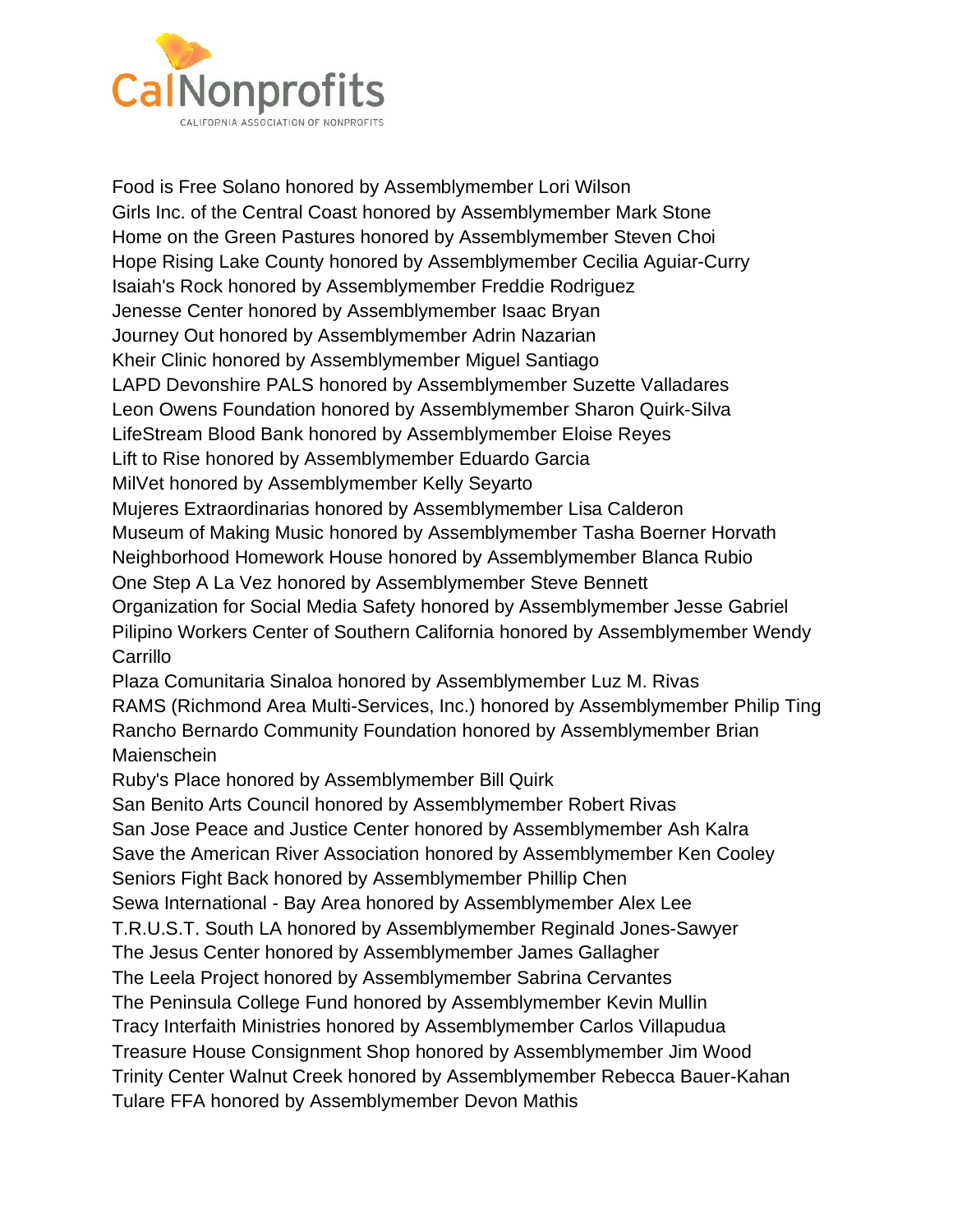Food is Free Solano honored by Assemblymember Lori Wilson
Girls Inc. of the Central Coast honored by Assemblymember Mark Stone
Home on the Green Pastures honored by Assemblymember Steven Choi
Hope Rising Lake County honored by Assemblymember Cecilia Aguiar-Curry
Isaiah's Rock honored by Assemblymember Freddie Rodriguez
Jenesse Center honored by Assemblymember Isaac Bryan
Journey Out honored by Assemblymember Adrin Nazarian
Kheir Clinic honored by Assemblymember Miguel Santiago
LAPD Devonshire PALS honored by Assemblymember Suzette Valladares
Leon Owens Foundation honored by Assemblymember Sharon Quirk-Silva
LifeStream Blood Bank honored by Assemblymember Eloise Reyes
Lift to Rise honored by Assemblymember Eduardo Garcia
MilVet honored by Assemblymember Kelly Seyarto
Mujeres Extraordinarias honored by Assemblymember Lisa Calderon
Museum of Making Music honored by Assemblymember Tasha Boerner Horvath
Neighborhood Homework House honored by Assemblymember Blanca Rubio
One Step A La Vez honored by Assemblymember Steve Bennett
Organization for Social Media Safety honored by Assemblymember Jesse Gabriel
Pilipino Workers Center of Southern California honored by Assemblymember Wendy Carrillo
Plaza Comunitaria Sinaloa honored by Assemblymember Luz M. Rivas
RAMS (Richmond Area Multi-Services, Inc.) honored by Assemblymember Philip Ting
Rancho Bernardo Community Foundation honored by Assemblymember Brian Maienschein
Ruby's Place honored by Assemblymember Bill Quirk
San Benito Arts Council honored by Assemblymember Robert Rivas
San Jose Peace and Justice Center honored by Assemblymember Ash Kalra
Save the American River Association honored by Assemblymember Ken Cooley
Seniors Fight Back honored by Assemblymember Phillip Chen
Sewa International - Bay Area honored by Assemblymember Alex Lee
T.R.U.S.T. South LA honored by Assemblymember Reginald Jones-Sawyer
The Jesus Center honored by Assemblymember James Gallagher
The Leela Project honored by Assemblymember Sabrina Cervantes
The Peninsula College Fund honored by Assemblymember Kevin Mullin
Tracy Interfaith Ministries honored by Assemblymember Carlos Villapudua
Treasure House Consignment Shop honored by Assemblymember Jim Wood
Trinity Center Walnut Creek honored by Assemblymember Rebecca Bauer-Kahan
Tulare FFA honored by Assemblymember Devon Mathis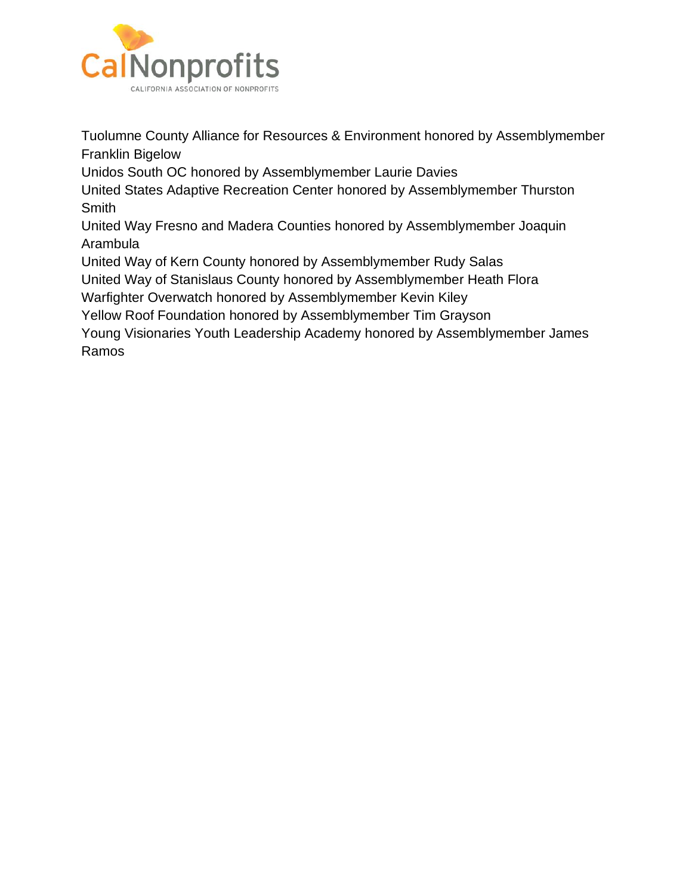Tuolumne County Alliance for Resources & Environment honored by Assemblymember Franklin Bigelow

Unidos South OC honored by Assemblymember Laurie Davies

United States Adaptive Recreation Center honored by Assemblymember Thurston Smith

United Way Fresno and Madera Counties honored by Assemblymember Joaquin Arambula

United Way of Kern County honored by Assemblymember Rudy Salas

United Way of Stanislaus County honored by Assemblymember Heath Flora

Warfighter Overwatch honored by Assemblymember Kevin Kiley

Yellow Roof Foundation honored by Assemblymember Tim Grayson

Young Visionaries Youth Leadership Academy honored by Assemblymember James Ramos